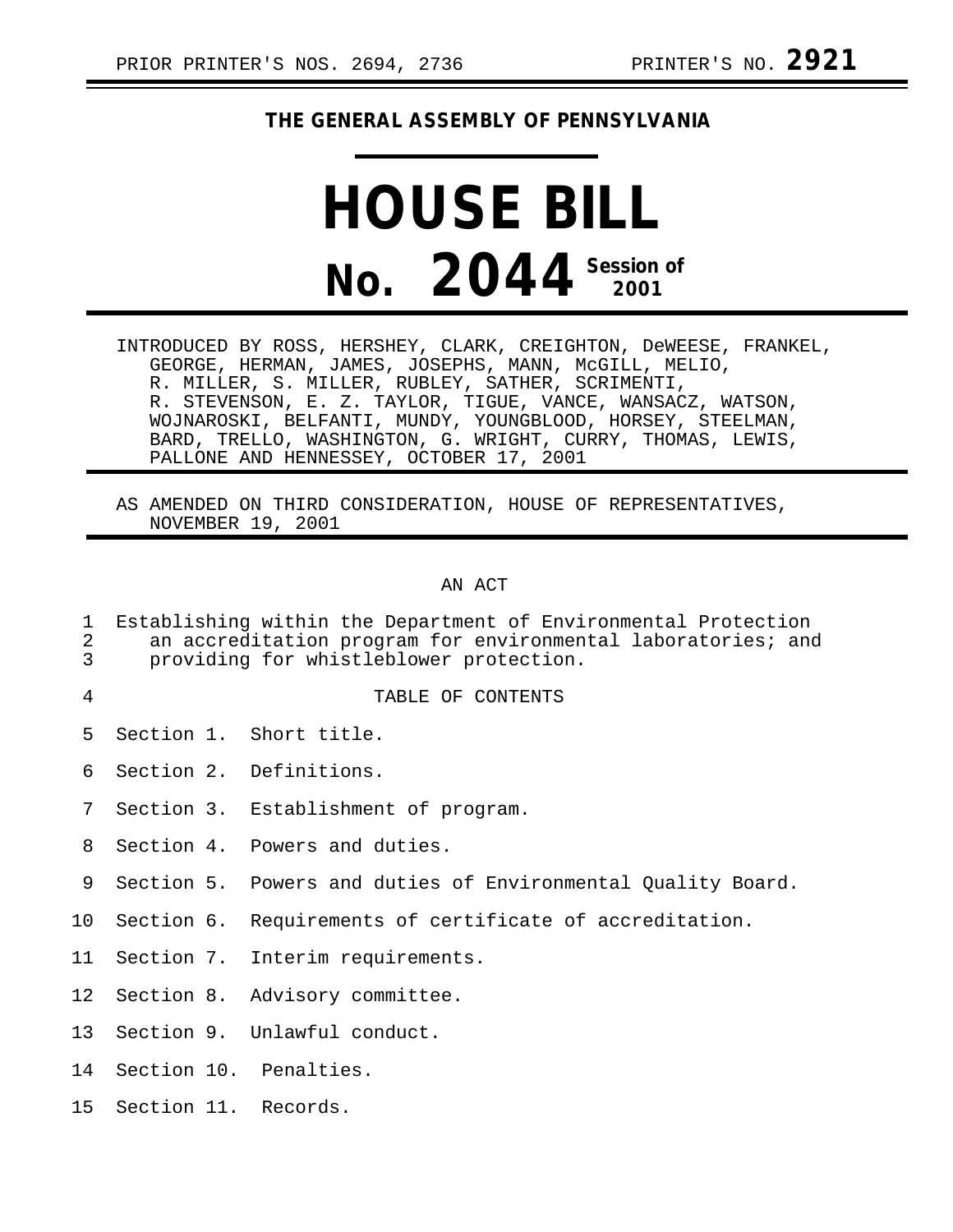PRIOR PRINTER'S NOS. 2694, 2736 PRINTER'S NO. **2921**

**THE GENERAL ASSEMBLY OF PENNSYLVANIA**

# HOUSE BILL

# No. 2044 Session of 2001

INTRODUCED BY ROSS, HERSHEY, CLARK, CREIGHTON, DeWEESE, FRANKEL, GEORGE, HERMAN, JAMES, JOSEPHS, MANN, McGILL, MELIO, R. MILLER, S. MILLER, RUBLEY, SATHER, SCRIMENTI, R. STEVENSON, E. Z. TAYLOR, TIGUE, VANCE, WANSACZ, WATSON, WOJNAROSKI, BELFANTI, MUNDY, YOUNGBLOOD, HORSEY, STEELMAN, BARD, TRELLO, WASHINGTON, G. WRIGHT, CURRY, THOMAS, LEWIS, PALLONE AND HENNESSEY, OCTOBER 17, 2001

AS AMENDED ON THIRD CONSIDERATION, HOUSE OF REPRESENTATIVES, NOVEMBER 19, 2001

AN ACT

1 Establishing within the Department of Environmental Protection
2 an accreditation program for environmental laboratories; and
3 providing for whistleblower protection.

4 TABLE OF CONTENTS

5 Section 1. Short title.

6 Section 2. Definitions.

7 Section 3. Establishment of program.

8 Section 4. Powers and duties.

9 Section 5. Powers and duties of Environmental Quality Board.

10 Section 6. Requirements of certificate of accreditation.

11 Section 7. Interim requirements.

12 Section 8. Advisory committee.

13 Section 9. Unlawful conduct.

14 Section 10. Penalties.

15 Section 11. Records.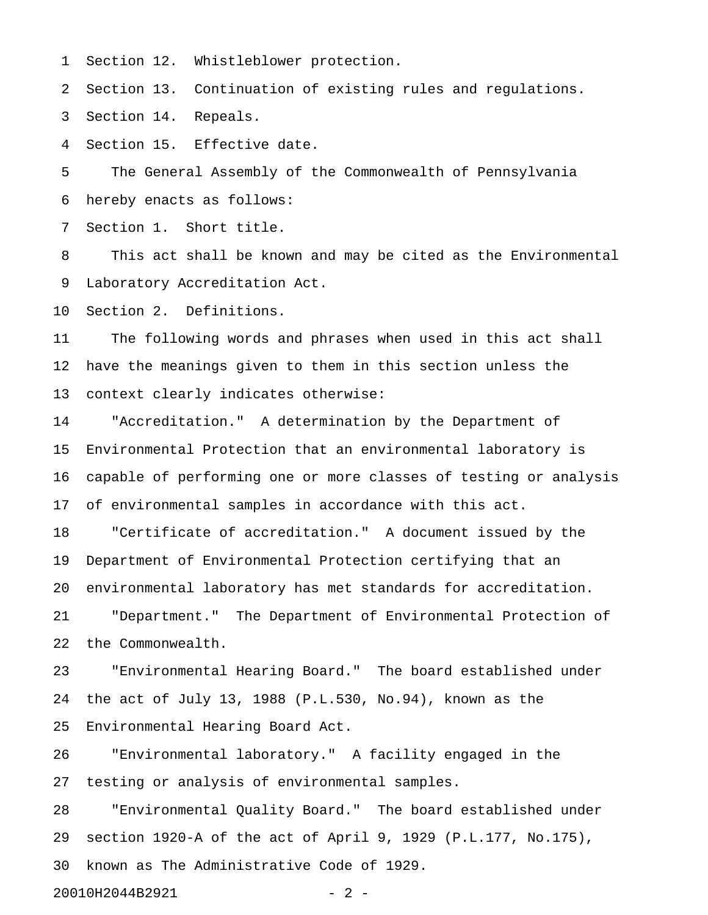Section 12. Whistleblower protection.
Section 13. Continuation of existing rules and regulations.
Section 14. Repeals.
Section 15. Effective date.

The General Assembly of the Commonwealth of Pennsylvania hereby enacts as follows:

Section 1. Short title.

This act shall be known and may be cited as the Environmental Laboratory Accreditation Act.

Section 2. Definitions.

The following words and phrases when used in this act shall have the meanings given to them in this section unless the context clearly indicates otherwise:

"Accreditation." A determination by the Department of Environmental Protection that an environmental laboratory is capable of performing one or more classes of testing or analysis of environmental samples in accordance with this act.

"Certificate of accreditation." A document issued by the Department of Environmental Protection certifying that an environmental laboratory has met standards for accreditation.

"Department." The Department of Environmental Protection of the Commonwealth.

"Environmental Hearing Board." The board established under the act of July 13, 1988 (P.L.530, No.94), known as the Environmental Hearing Board Act.

"Environmental laboratory." A facility engaged in the testing or analysis of environmental samples.

"Environmental Quality Board." The board established under section 1920-A of the act of April 9, 1929 (P.L.177, No.175), known as The Administrative Code of 1929.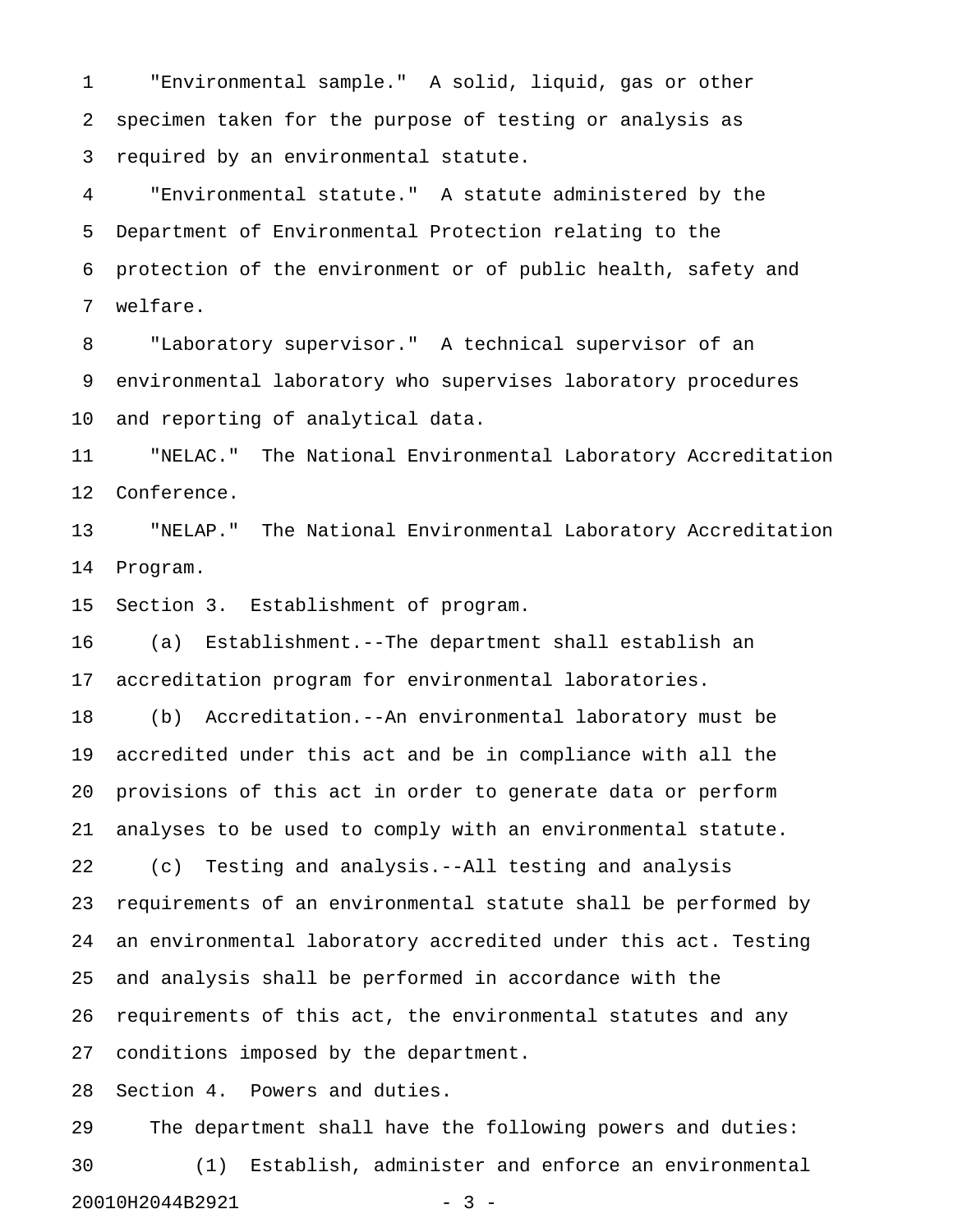"Environmental sample." A solid, liquid, gas or other specimen taken for the purpose of testing or analysis as required by an environmental statute.

"Environmental statute." A statute administered by the Department of Environmental Protection relating to the protection of the environment or of public health, safety and welfare.

"Laboratory supervisor." A technical supervisor of an environmental laboratory who supervises laboratory procedures and reporting of analytical data.

"NELAC." The National Environmental Laboratory Accreditation Conference.

"NELAP." The National Environmental Laboratory Accreditation Program.

Section 3. Establishment of program.

(a) Establishment.--The department shall establish an accreditation program for environmental laboratories.

(b) Accreditation.--An environmental laboratory must be accredited under this act and be in compliance with all the provisions of this act in order to generate data or perform analyses to be used to comply with an environmental statute.

(c) Testing and analysis.--All testing and analysis requirements of an environmental statute shall be performed by an environmental laboratory accredited under this act. Testing and analysis shall be performed in accordance with the requirements of this act, the environmental statutes and any conditions imposed by the department.

Section 4. Powers and duties.

The department shall have the following powers and duties:

(1) Establish, administer and enforce an environmental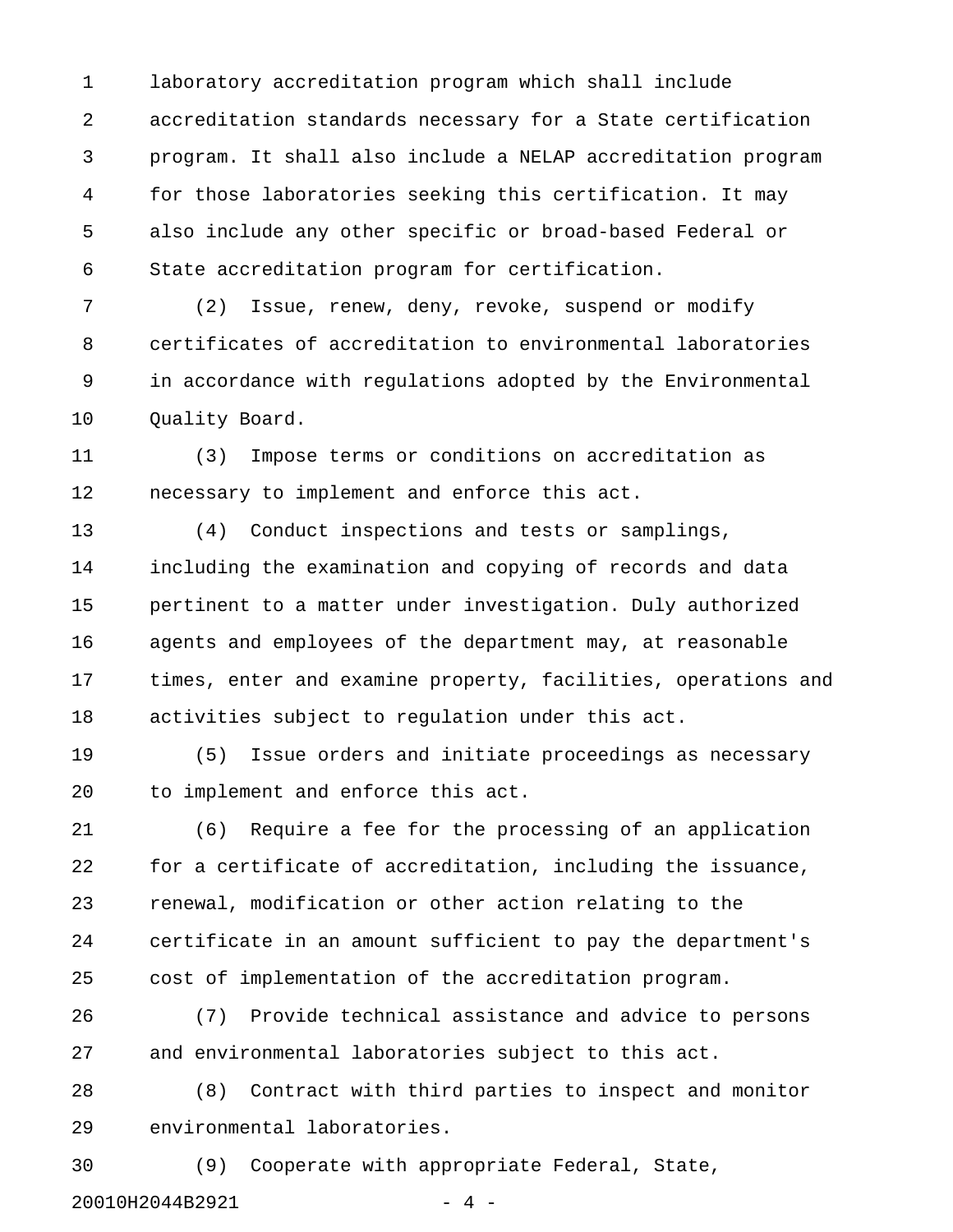laboratory accreditation program which shall include accreditation standards necessary for a State certification program. It shall also include a NELAP accreditation program for those laboratories seeking this certification. It may also include any other specific or broad-based Federal or State accreditation program for certification.

(2) Issue, renew, deny, revoke, suspend or modify certificates of accreditation to environmental laboratories in accordance with regulations adopted by the Environmental Quality Board.

(3) Impose terms or conditions on accreditation as necessary to implement and enforce this act.

(4) Conduct inspections and tests or samplings, including the examination and copying of records and data pertinent to a matter under investigation. Duly authorized agents and employees of the department may, at reasonable times, enter and examine property, facilities, operations and activities subject to regulation under this act.

(5) Issue orders and initiate proceedings as necessary to implement and enforce this act.

(6) Require a fee for the processing of an application for a certificate of accreditation, including the issuance, renewal, modification or other action relating to the certificate in an amount sufficient to pay the department's cost of implementation of the accreditation program.

(7) Provide technical assistance and advice to persons and environmental laboratories subject to this act.

(8) Contract with third parties to inspect and monitor environmental laboratories.

(9) Cooperate with appropriate Federal, State,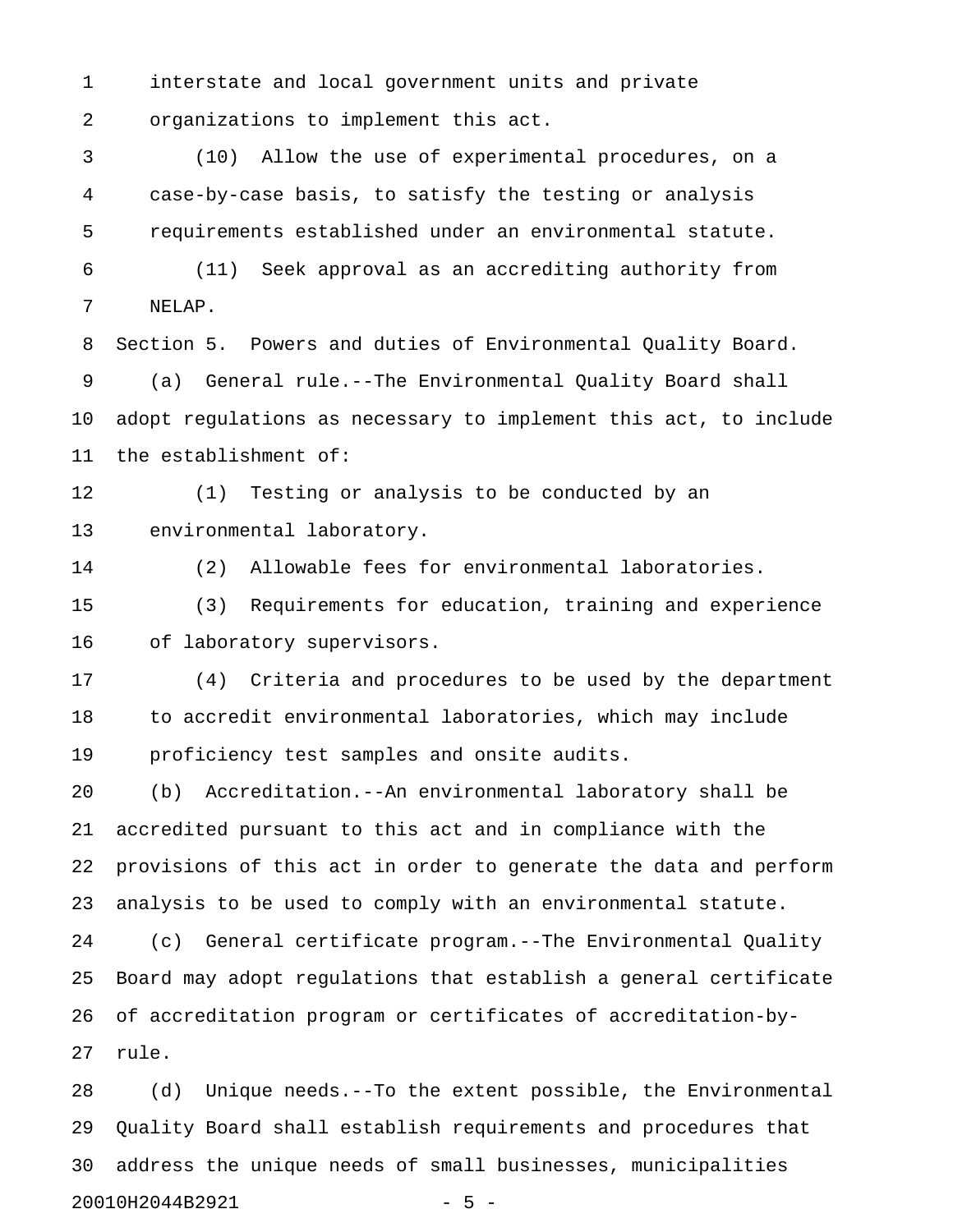interstate and local government units and private organizations to implement this act.

(10) Allow the use of experimental procedures, on a case-by-case basis, to satisfy the testing or analysis requirements established under an environmental statute.

(11) Seek approval as an accrediting authority from NELAP.

Section 5. Powers and duties of Environmental Quality Board.

(a) General rule.--The Environmental Quality Board shall adopt regulations as necessary to implement this act, to include the establishment of:

(1) Testing or analysis to be conducted by an environmental laboratory.

(2) Allowable fees for environmental laboratories.

(3) Requirements for education, training and experience of laboratory supervisors.

(4) Criteria and procedures to be used by the department to accredit environmental laboratories, which may include proficiency test samples and onsite audits.

(b) Accreditation.--An environmental laboratory shall be accredited pursuant to this act and in compliance with the provisions of this act in order to generate the data and perform analysis to be used to comply with an environmental statute.

(c) General certificate program.--The Environmental Quality Board may adopt regulations that establish a general certificate of accreditation program or certificates of accreditation-by-rule.

(d) Unique needs.--To the extent possible, the Environmental Quality Board shall establish requirements and procedures that address the unique needs of small businesses, municipalities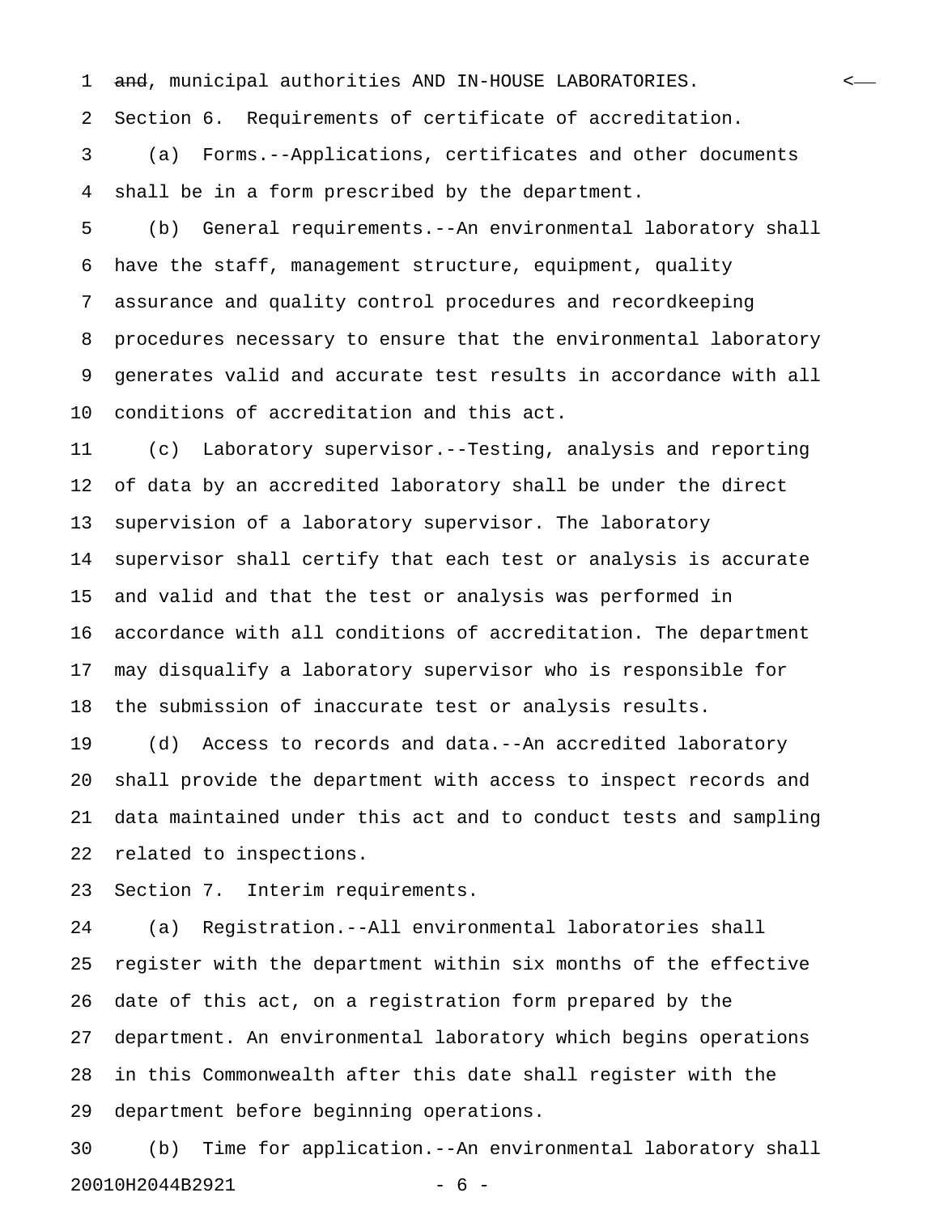~~and~~, municipal authorities AND IN-HOUSE LABORATORIES.

Section 6. Requirements of certificate of accreditation.

(a) Forms.--Applications, certificates and other documents shall be in a form prescribed by the department.

(b) General requirements.--An environmental laboratory shall have the staff, management structure, equipment, quality assurance and quality control procedures and recordkeeping procedures necessary to ensure that the environmental laboratory generates valid and accurate test results in accordance with all conditions of accreditation and this act.

(c) Laboratory supervisor.--Testing, analysis and reporting of data by an accredited laboratory shall be under the direct supervision of a laboratory supervisor. The laboratory supervisor shall certify that each test or analysis is accurate and valid and that the test or analysis was performed in accordance with all conditions of accreditation. The department may disqualify a laboratory supervisor who is responsible for the submission of inaccurate test or analysis results.

(d) Access to records and data.--An accredited laboratory shall provide the department with access to inspect records and data maintained under this act and to conduct tests and sampling related to inspections.

Section 7. Interim requirements.

(a) Registration.--All environmental laboratories shall register with the department within six months of the effective date of this act, on a registration form prepared by the department. An environmental laboratory which begins operations in this Commonwealth after this date shall register with the department before beginning operations.

(b) Time for application.--An environmental laboratory shall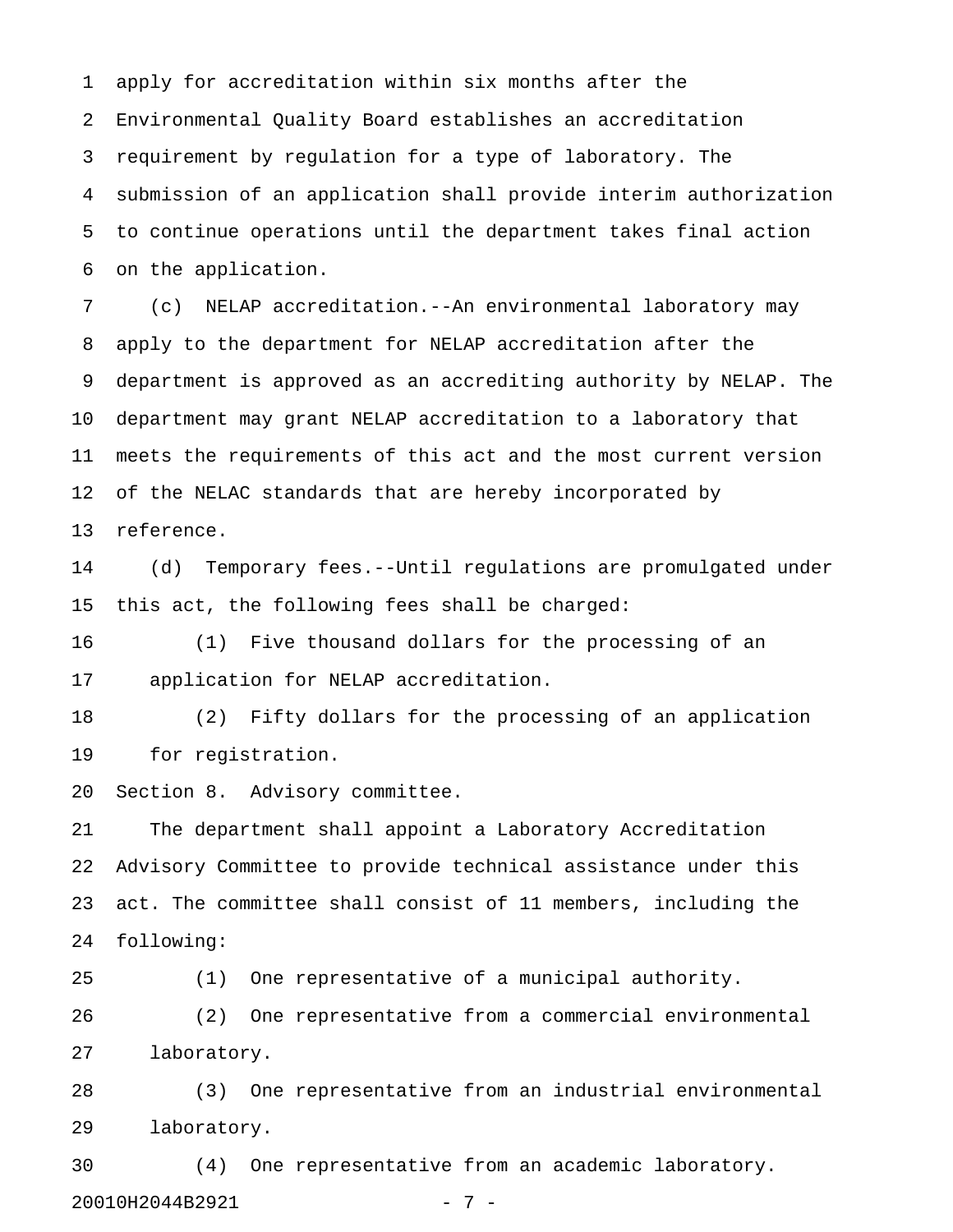apply for accreditation within six months after the Environmental Quality Board establishes an accreditation requirement by regulation for a type of laboratory. The submission of an application shall provide interim authorization to continue operations until the department takes final action on the application.

(c) NELAP accreditation.--An environmental laboratory may apply to the department for NELAP accreditation after the department is approved as an accrediting authority by NELAP. The department may grant NELAP accreditation to a laboratory that meets the requirements of this act and the most current version of the NELAC standards that are hereby incorporated by reference.

(d) Temporary fees.--Until regulations are promulgated under this act, the following fees shall be charged:

(1) Five thousand dollars for the processing of an application for NELAP accreditation.

(2) Fifty dollars for the processing of an application for registration.

Section 8. Advisory committee.

The department shall appoint a Laboratory Accreditation Advisory Committee to provide technical assistance under this act. The committee shall consist of 11 members, including the following:

(1) One representative of a municipal authority.

(2) One representative from a commercial environmental laboratory.

(3) One representative from an industrial environmental laboratory.

(4) One representative from an academic laboratory.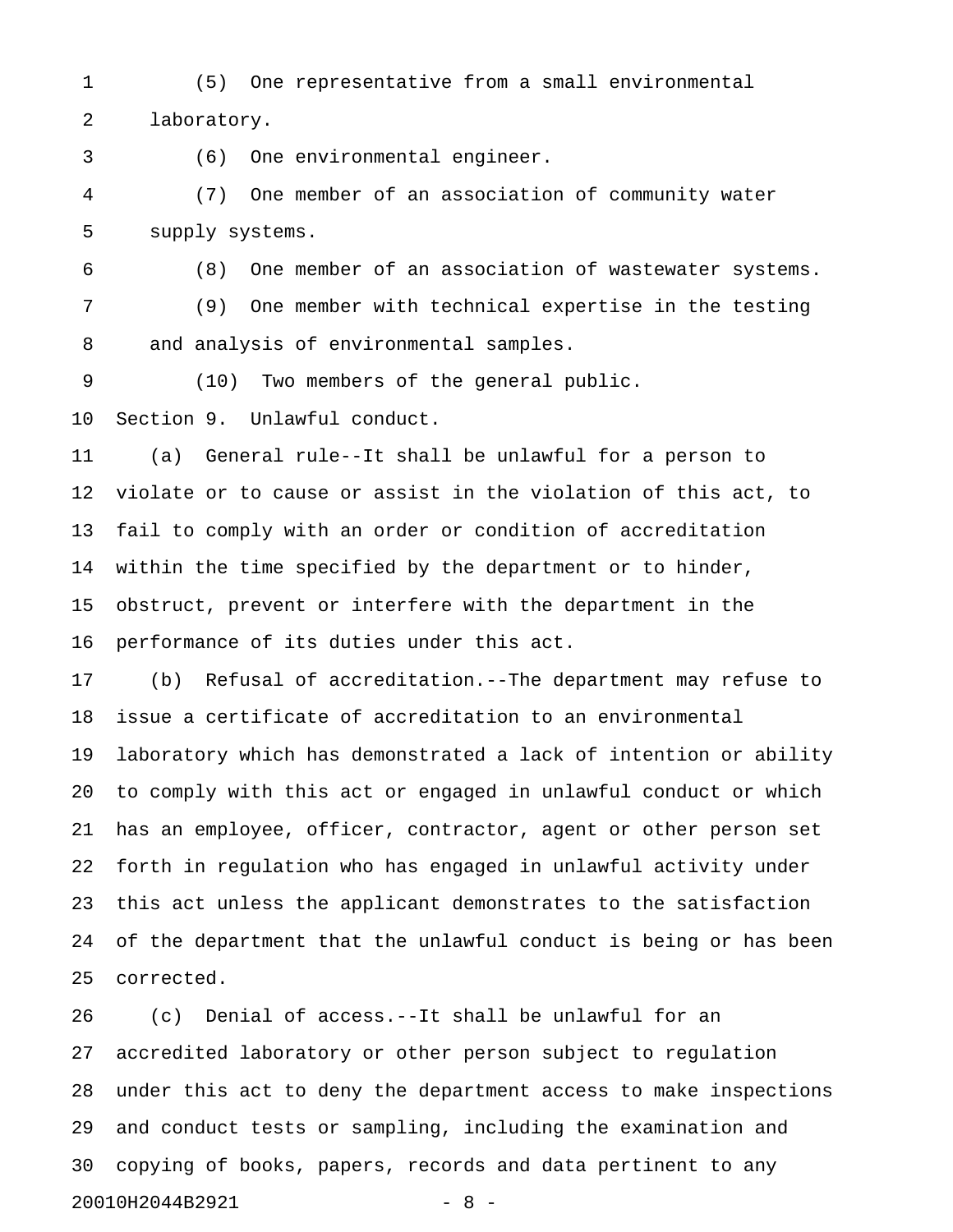(5) One representative from a small environmental laboratory.

(6) One environmental engineer.

(7) One member of an association of community water supply systems.

(8) One member of an association of wastewater systems.

(9) One member with technical expertise in the testing and analysis of environmental samples.

(10) Two members of the general public.

Section 9. Unlawful conduct.

(a) General rule--It shall be unlawful for a person to violate or to cause or assist in the violation of this act, to fail to comply with an order or condition of accreditation within the time specified by the department or to hinder, obstruct, prevent or interfere with the department in the performance of its duties under this act.

(b) Refusal of accreditation.--The department may refuse to issue a certificate of accreditation to an environmental laboratory which has demonstrated a lack of intention or ability to comply with this act or engaged in unlawful conduct or which has an employee, officer, contractor, agent or other person set forth in regulation who has engaged in unlawful activity under this act unless the applicant demonstrates to the satisfaction of the department that the unlawful conduct is being or has been corrected.

(c) Denial of access.--It shall be unlawful for an accredited laboratory or other person subject to regulation under this act to deny the department access to make inspections and conduct tests or sampling, including the examination and copying of books, papers, records and data pertinent to any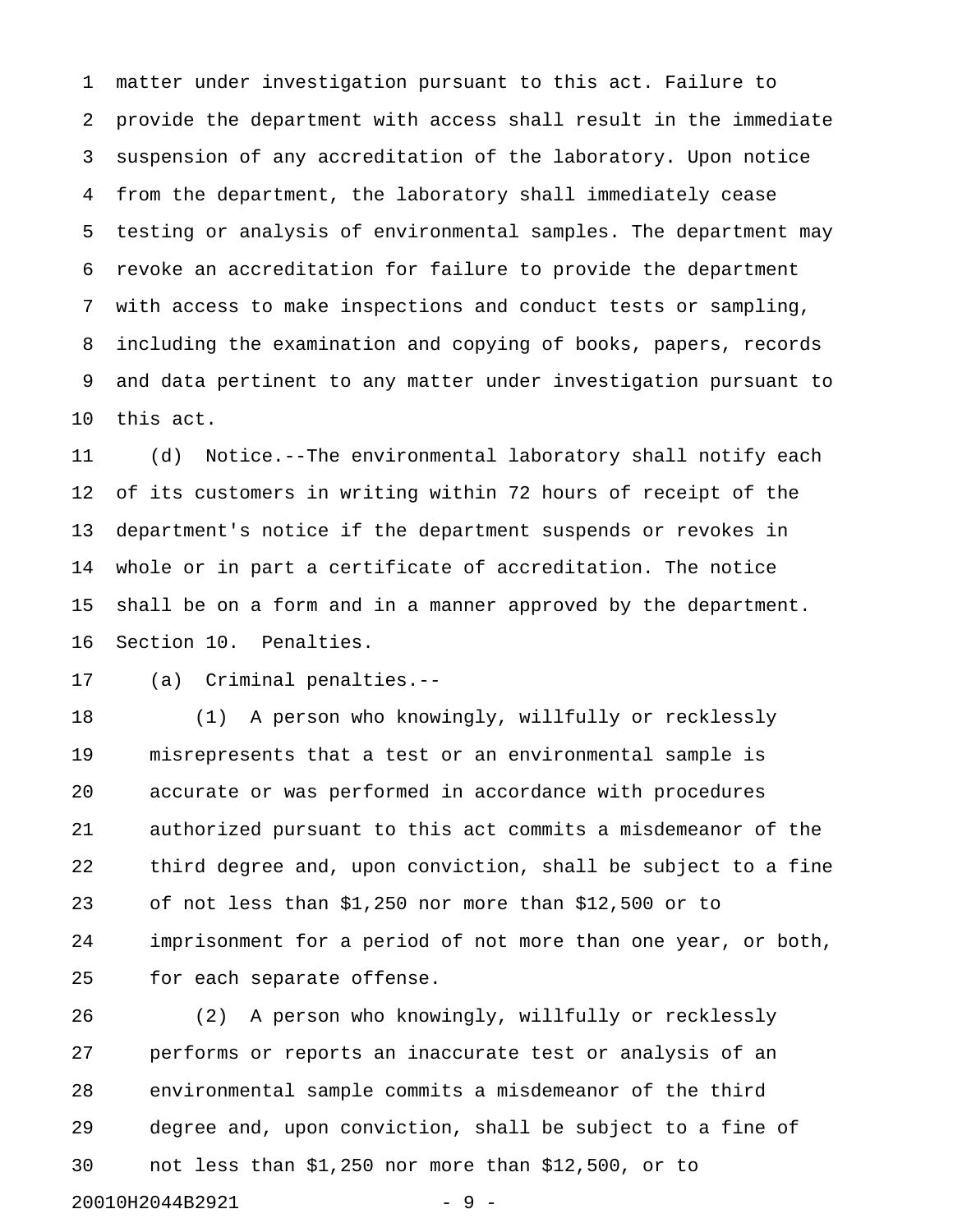matter under investigation pursuant to this act. Failure to provide the department with access shall result in the immediate suspension of any accreditation of the laboratory. Upon notice from the department, the laboratory shall immediately cease testing or analysis of environmental samples. The department may revoke an accreditation for failure to provide the department with access to make inspections and conduct tests or sampling, including the examination and copying of books, papers, records and data pertinent to any matter under investigation pursuant to this act.

(d) Notice.--The environmental laboratory shall notify each of its customers in writing within 72 hours of receipt of the department's notice if the department suspends or revokes in whole or in part a certificate of accreditation. The notice shall be on a form and in a manner approved by the department.

Section 10. Penalties.

(a) Criminal penalties.--

(1) A person who knowingly, willfully or recklessly misrepresents that a test or an environmental sample is accurate or was performed in accordance with procedures authorized pursuant to this act commits a misdemeanor of the third degree and, upon conviction, shall be subject to a fine of not less than $1,250 nor more than $12,500 or to imprisonment for a period of not more than one year, or both, for each separate offense.

(2) A person who knowingly, willfully or recklessly performs or reports an inaccurate test or analysis of an environmental sample commits a misdemeanor of the third degree and, upon conviction, shall be subject to a fine of not less than $1,250 nor more than $12,500, or to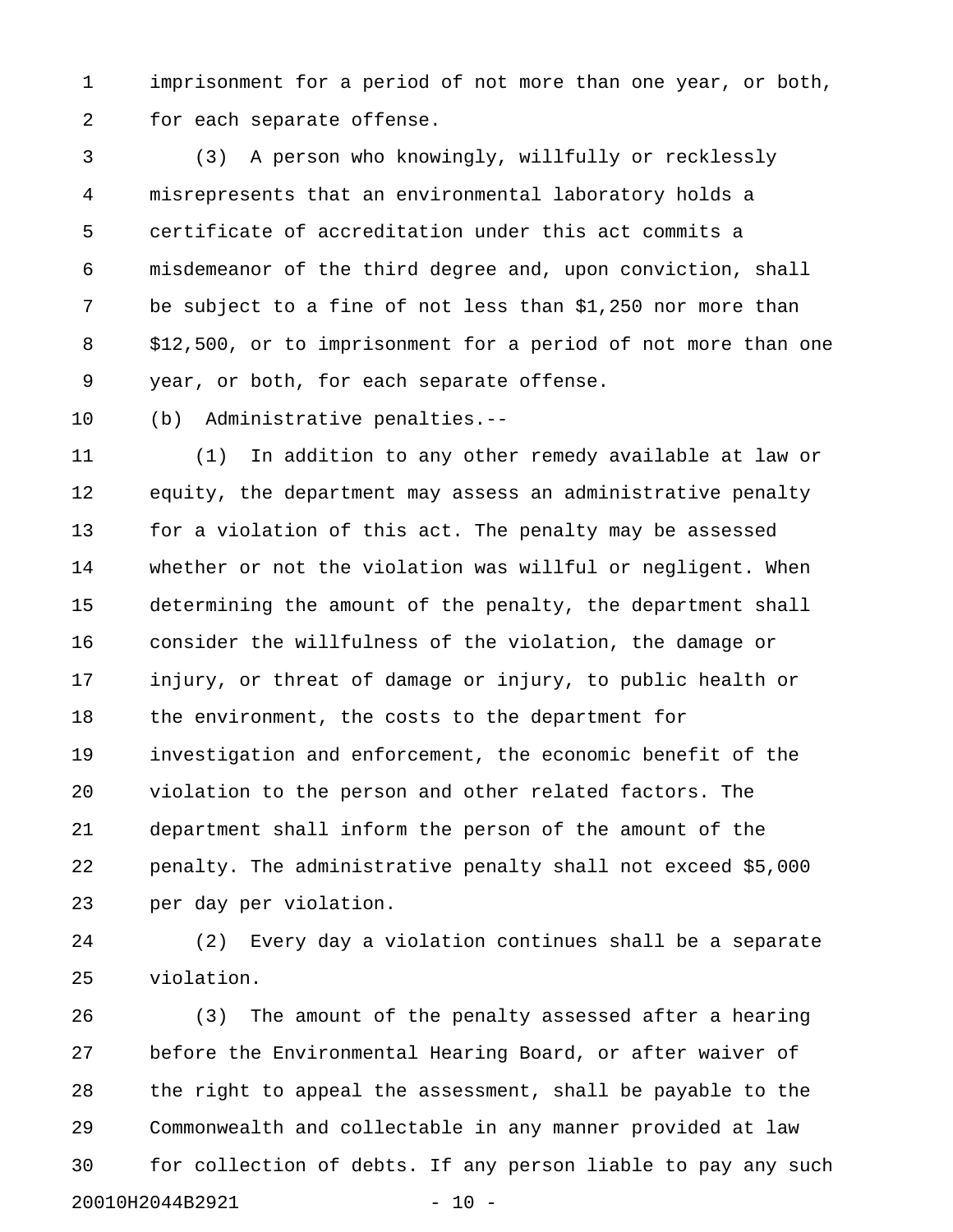imprisonment for a period of not more than one year, or both, for each separate offense.

(3) A person who knowingly, willfully or recklessly misrepresents that an environmental laboratory holds a certificate of accreditation under this act commits a misdemeanor of the third degree and, upon conviction, shall be subject to a fine of not less than $1,250 nor more than $12,500, or to imprisonment for a period of not more than one year, or both, for each separate offense.

(b) Administrative penalties.--

(1) In addition to any other remedy available at law or equity, the department may assess an administrative penalty for a violation of this act. The penalty may be assessed whether or not the violation was willful or negligent. When determining the amount of the penalty, the department shall consider the willfulness of the violation, the damage or injury, or threat of damage or injury, to public health or the environment, the costs to the department for investigation and enforcement, the economic benefit of the violation to the person and other related factors. The department shall inform the person of the amount of the penalty. The administrative penalty shall not exceed $5,000 per day per violation.

(2) Every day a violation continues shall be a separate violation.

(3) The amount of the penalty assessed after a hearing before the Environmental Hearing Board, or after waiver of the right to appeal the assessment, shall be payable to the Commonwealth and collectable in any manner provided at law for collection of debts. If any person liable to pay any such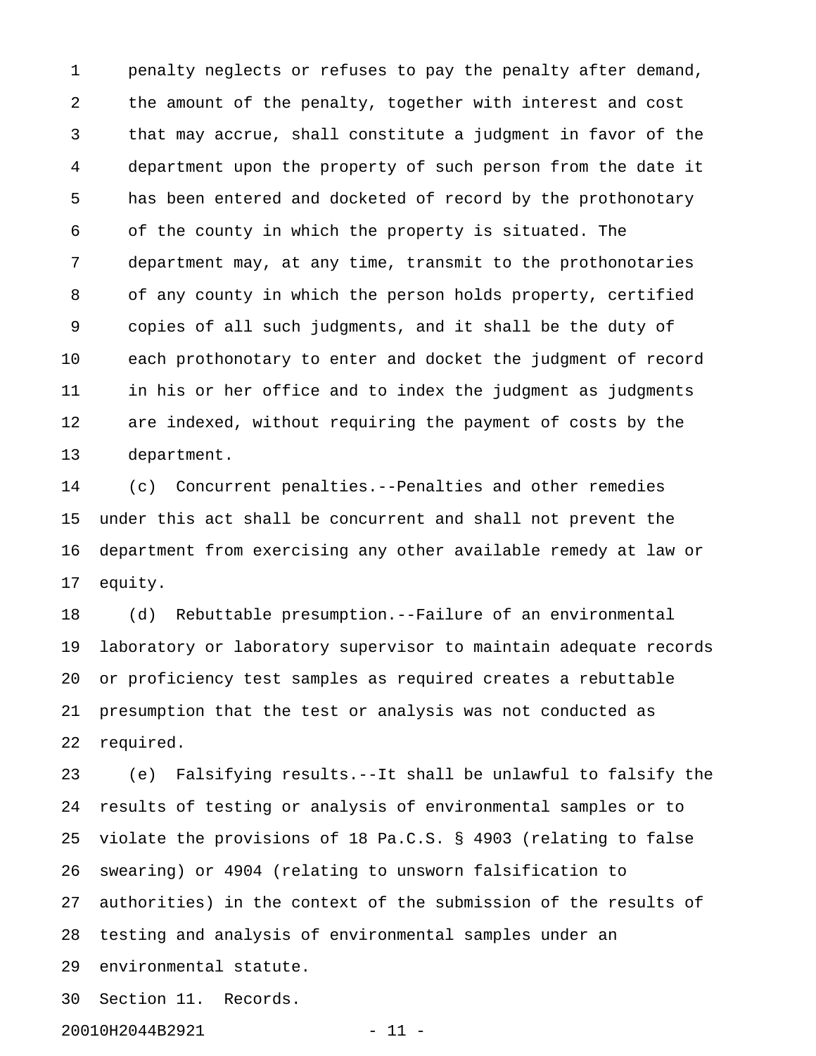penalty neglects or refuses to pay the penalty after demand, the amount of the penalty, together with interest and cost that may accrue, shall constitute a judgment in favor of the department upon the property of such person from the date it has been entered and docketed of record by the prothonotary of the county in which the property is situated. The department may, at any time, transmit to the prothonotaries of any county in which the person holds property, certified copies of all such judgments, and it shall be the duty of each prothonotary to enter and docket the judgment of record in his or her office and to index the judgment as judgments are indexed, without requiring the payment of costs by the department.

(c) Concurrent penalties.--Penalties and other remedies under this act shall be concurrent and shall not prevent the department from exercising any other available remedy at law or equity.

(d) Rebuttable presumption.--Failure of an environmental laboratory or laboratory supervisor to maintain adequate records or proficiency test samples as required creates a rebuttable presumption that the test or analysis was not conducted as required.

(e) Falsifying results.--It shall be unlawful to falsify the results of testing or analysis of environmental samples or to violate the provisions of 18 Pa.C.S. § 4903 (relating to false swearing) or 4904 (relating to unsworn falsification to authorities) in the context of the submission of the results of testing and analysis of environmental samples under an environmental statute.

Section 11. Records.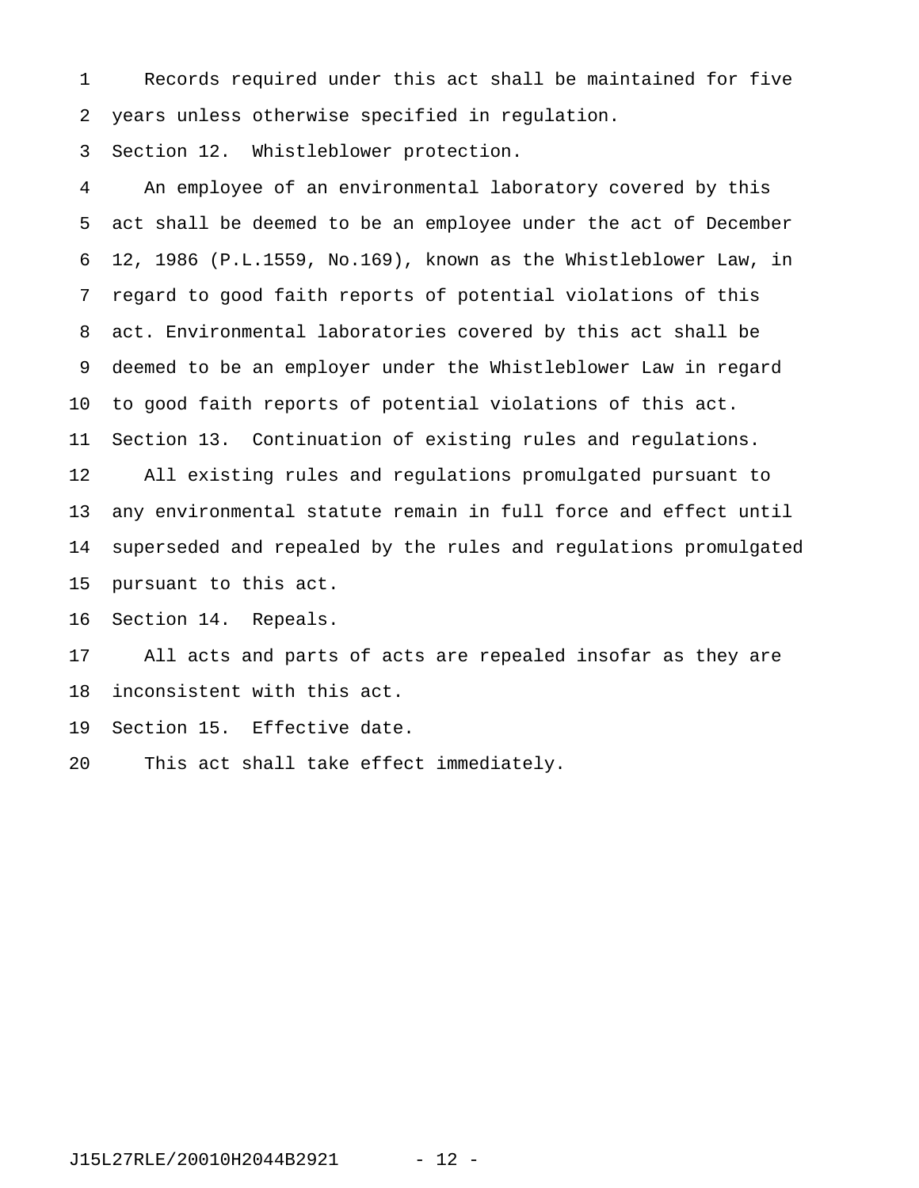Records required under this act shall be maintained for five years unless otherwise specified in regulation.

Section 12. Whistleblower protection.

An employee of an environmental laboratory covered by this act shall be deemed to be an employee under the act of December 12, 1986 (P.L.1559, No.169), known as the Whistleblower Law, in regard to good faith reports of potential violations of this act. Environmental laboratories covered by this act shall be deemed to be an employer under the Whistleblower Law in regard to good faith reports of potential violations of this act.

Section 13. Continuation of existing rules and regulations.

All existing rules and regulations promulgated pursuant to any environmental statute remain in full force and effect until superseded and repealed by the rules and regulations promulgated pursuant to this act.

Section 14. Repeals.

All acts and parts of acts are repealed insofar as they are inconsistent with this act.

Section 15. Effective date.

This act shall take effect immediately.